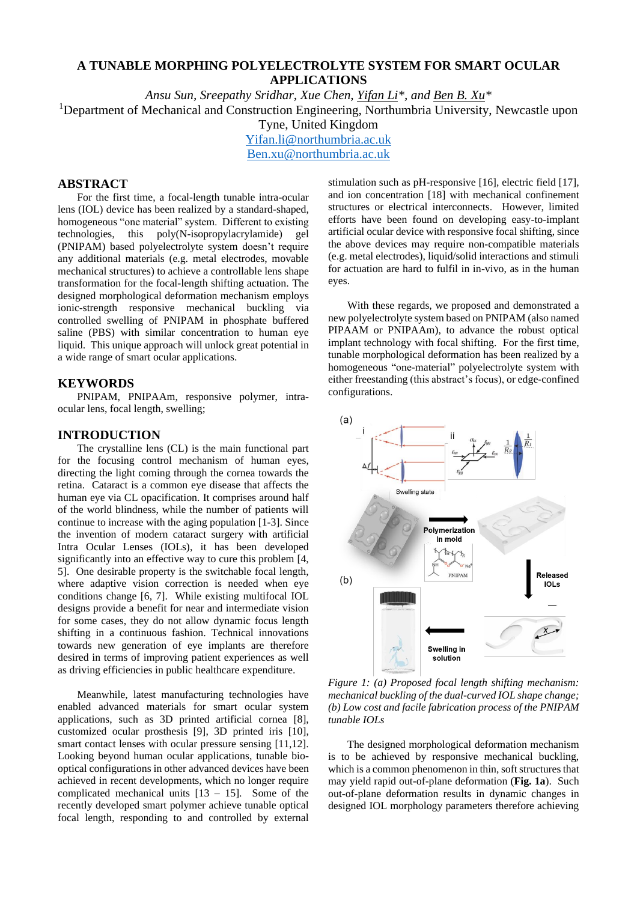# A TUNABLE MORPHING POLYELECTROLYTE SYSTEM FOR SMART OCULAR APPLICATIONS

*Ansu Sun, Sreepathy Sridhar, Xue Chen, Yifan Li\*, and Ben B. Xu\**

[1]Department of Mechanical and Construction Engineering, Northumbria University, Newcastle upon Tyne, United Kingdom

Yifan.li@northumbria.ac.uk

Ben.xu@northumbria.ac.uk

## ABSTRACT

For the first time, a focal-length tunable intra-ocular lens (IOL) device has been realized by a standard-shaped, homogeneous "one material" system. Different to existing technologies, this poly(N-isopropylacrylamide) gel (PNIPAM) based polyelectrolyte system doesn't require any additional materials (e.g. metal electrodes, movable mechanical structures) to achieve a controllable lens shape transformation for the focal-length shifting actuation. The designed morphological deformation mechanism employs ionic-strength responsive mechanical buckling via controlled swelling of PNIPAM in phosphate buffered saline (PBS) with similar concentration to human eye liquid. This unique approach will unlock great potential in a wide range of smart ocular applications.

## KEYWORDS

PNIPAM, PNIPAAm, responsive polymer, intra-ocular lens, focal length, swelling;

## INTRODUCTION

The crystalline lens (CL) is the main functional part for the focusing control mechanism of human eyes, directing the light coming through the cornea towards the retina. Cataract is a common eye disease that affects the human eye via CL opacification. It comprises around half of the world blindness, while the number of patients will continue to increase with the aging population [1-3]. Since the invention of modern cataract surgery with artificial Intra Ocular Lenses (IOLs), it has been developed significantly into an effective way to cure this problem [4, 5]. One desirable property is the switchable focal length, where adaptive vision correction is needed when eye conditions change [6, 7]. While existing multifocal IOL designs provide a benefit for near and intermediate vision for some cases, they do not allow dynamic focus length shifting in a continuous fashion. Technical innovations towards new generation of eye implants are therefore desired in terms of improving patient experiences as well as driving efficiencies in public healthcare expenditure.

Meanwhile, latest manufacturing technologies have enabled advanced materials for smart ocular system applications, such as 3D printed artificial cornea [8], customized ocular prosthesis [9], 3D printed iris [10], smart contact lenses with ocular pressure sensing [11,12]. Looking beyond human ocular applications, tunable bio-optical configurations in other advanced devices have been achieved in recent developments, which no longer require complicated mechanical units [13 – 15]. Some of the recently developed smart polymer achieve tunable optical focal length, responding to and controlled by external stimulation such as pH-responsive [16], electric field [17], and ion concentration [18] with mechanical confinement structures or electrical interconnects. However, limited efforts have been found on developing easy-to-implant artificial ocular device with responsive focal shifting, since the above devices may require non-compatible materials (e.g. metal electrodes), liquid/solid interactions and stimuli for actuation are hard to fulfil in in-vivo, as in the human eyes.

With these regards, we proposed and demonstrated a new polyelectrolyte system based on PNIPAM (also named PIPAAM or PNIPAAm), to advance the robust optical implant technology with focal shifting. For the first time, tunable morphological deformation has been realized by a homogeneous "one-material" polyelectrolyte system with either freestanding (this abstract's focus), or edge-confined configurations.

*Figure 1: (a) Proposed focal length shifting mechanism: mechanical buckling of the dual-curved IOL shape change; (b) Low cost and facile fabrication process of the PNIPAM tunable IOLs*

The designed morphological deformation mechanism is to be achieved by responsive mechanical buckling, which is a common phenomenon in thin, soft structures that may yield rapid out-of-plane deformation (**Fig. 1a**). Such out-of-plane deformation results in dynamic changes in designed IOL morphology parameters therefore achieving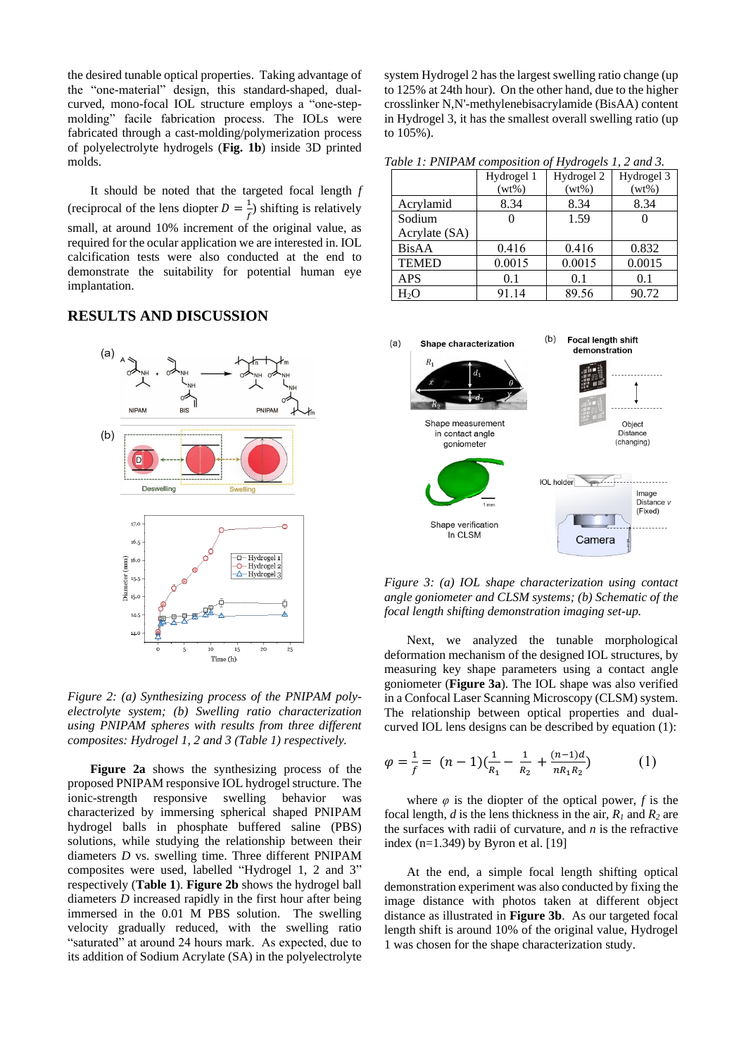the desired tunable optical properties. Taking advantage of the "one-material" design, this standard-shaped, dual-curved, mono-focal IOL structure employs a "one-step-molding" facile fabrication process. The IOLs were fabricated through a cast-molding/polymerization process of polyelectrolyte hydrogels (**Fig. 1b**) inside 3D printed molds.

It should be noted that the targeted focal length $f$ (reciprocal of the lens diopter $D = \frac{1}{f}$) shifting is relatively small, at around 10% increment of the original value, as required for the ocular application we are interested in. IOL calcification tests were also conducted at the end to demonstrate the suitability for potential human eye implantation.

## RESULTS AND DISCUSSION

*Figure 2: (a) Synthesizing process of the PNIPAM poly-electrolyte system; (b) Swelling ratio characterization using PNIPAM spheres with results from three different composites: Hydrogel 1, 2 and 3 (Table 1) respectively.*

**Figure 2a** shows the synthesizing process of the proposed PNIPAM responsive IOL hydrogel structure. The ionic-strength responsive swelling behavior was characterized by immersing spherical shaped PNIPAM hydrogel balls in phosphate buffered saline (PBS) solutions, while studying the relationship between their diameters $D$ vs. swelling time. Three different PNIPAM composites were used, labelled "Hydrogel 1, 2 and 3" respectively (**Table 1**). **Figure 2b** shows the hydrogel ball diameters $D$ increased rapidly in the first hour after being immersed in the 0.01 M PBS solution. The swelling velocity gradually reduced, with the swelling ratio "saturated" at around 24 hours mark. As expected, due to its addition of Sodium Acrylate (SA) in the polyelectrolyte system Hydrogel 2 has the largest swelling ratio change (up to 125% at 24th hour). On the other hand, due to the higher crosslinker N,N'-methylenebisacrylamide (BisAA) content in Hydrogel 3, it has the smallest overall swelling ratio (up to 105%).

*Table 1: PNIPAM composition of Hydrogels 1, 2 and 3.*

| | Hydrogel 1 (wt%) | Hydrogel 2 (wt%) | Hydrogel 3 (wt%) |
|---|---|---|---|
| Acrylamid | 8.34 | 8.34 | 8.34 |
| Sodium Acrylate (SA) | 0 | 1.59 | 0 |
| BisAA | 0.416 | 0.416 | 0.832 |
| TEMED | 0.0015 | 0.0015 | 0.0015 |
| APS | 0.1 | 0.1 | 0.1 |
| $H_2O$ | 91.14 | 89.56 | 90.72 |

*Figure 3: (a) IOL shape characterization using contact angle goniometer and CLSM systems; (b) Schematic of the focal length shifting demonstration imaging set-up.*

Next, we analyzed the tunable morphological deformation mechanism of the designed IOL structures, by measuring key shape parameters using a contact angle goniometer (**Figure 3a**). The IOL shape was also verified in a Confocal Laser Scanning Microscopy (CLSM) system. The relationship between optical properties and dual-curved IOL lens designs can be described by equation (1):

$$\varphi = \frac{1}{f} = (n-1)\left(\frac{1}{R_1} - \frac{1}{R_2} + \frac{(n-1)d}{nR_1R_2}\right) \qquad (1)$$

where $\varphi$ is the diopter of the optical power, $f$ is the focal length, $d$ is the lens thickness in the air, $R_1$ and $R_2$ are the surfaces with radii of curvature, and $n$ is the refractive index (n=1.349) by Byron et al. [19]

At the end, a simple focal length shifting optical demonstration experiment was also conducted by fixing the image distance with photos taken at different object distance as illustrated in **Figure 3b**. As our targeted focal length shift is around 10% of the original value, Hydrogel 1 was chosen for the shape characterization study.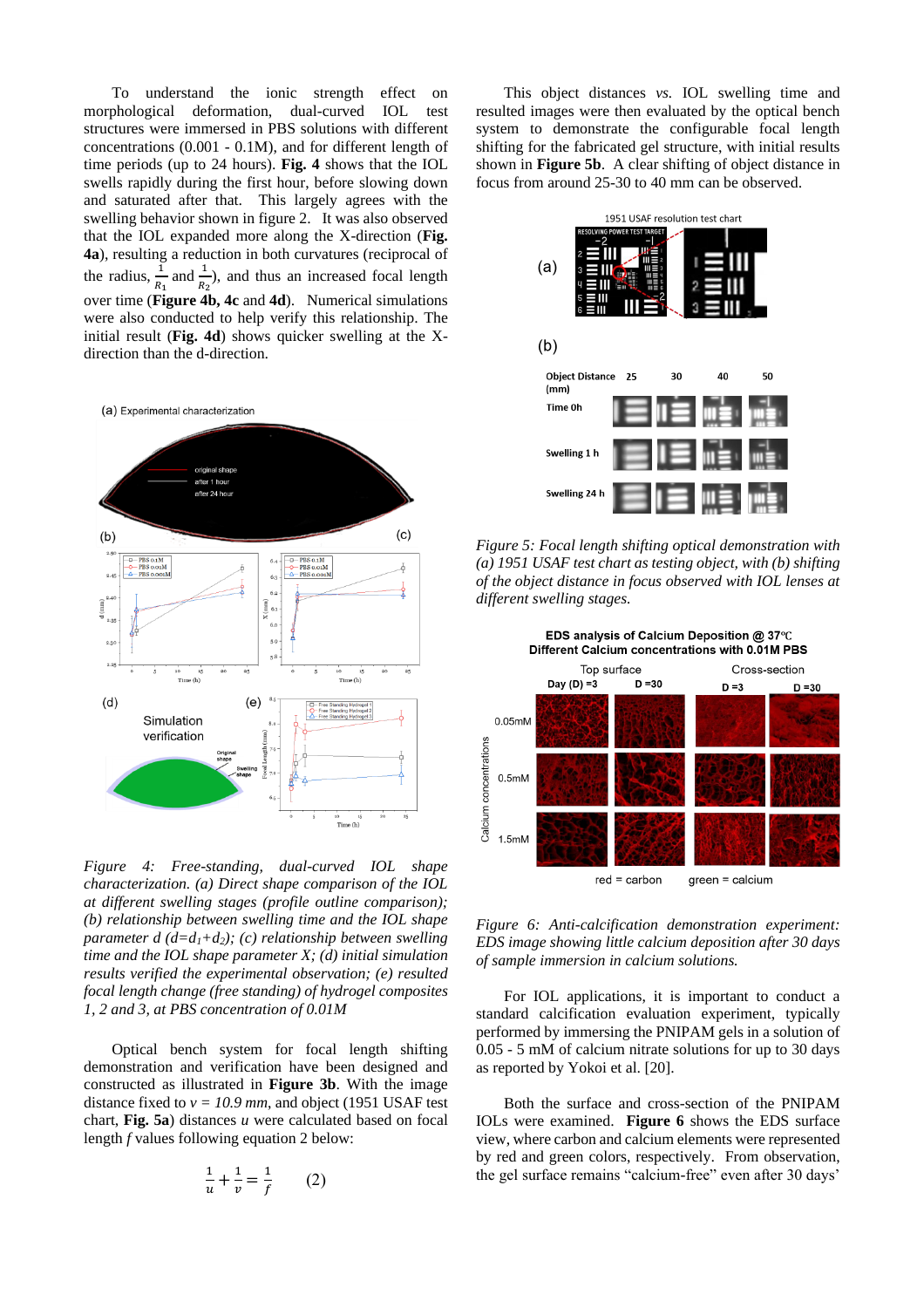To understand the ionic strength effect on morphological deformation, dual-curved IOL test structures were immersed in PBS solutions with different concentrations (0.001 - 0.1M), and for different length of time periods (up to 24 hours). **Fig. 4** shows that the IOL swells rapidly during the first hour, before slowing down and saturated after that. This largely agrees with the swelling behavior shown in figure 2. It was also observed that the IOL expanded more along the X-direction (**Fig. 4a**), resulting a reduction in both curvatures (reciprocal of the radius, $\frac{1}{R_1}$ and $\frac{1}{R_2}$), and thus an increased focal length over time (**Figure 4b, 4c** and **4d**). Numerical simulations were also conducted to help verify this relationship. The initial result (**Fig. 4d**) shows quicker swelling at the X-direction than the d-direction.

*Figure 4: Free-standing, dual-curved IOL shape characterization. (a) Direct shape comparison of the IOL at different swelling stages (profile outline comparison); (b) relationship between swelling time and the IOL shape parameter d ($d$=$d_1$+$d_2$); (c) relationship between swelling time and the IOL shape parameter X; (d) initial simulation results verified the experimental observation; (e) resulted focal length change (free standing) of hydrogel composites 1, 2 and 3, at PBS concentration of 0.01M*

Optical bench system for focal length shifting demonstration and verification have been designed and constructed as illustrated in **Figure 3b**. With the image distance fixed to $v$ = *10.9 mm*, and object (1951 USAF test chart, **Fig. 5a**) distances $u$ were calculated based on focal length $f$ values following equation 2 below:

$$\frac{1}{u} + \frac{1}{v} = \frac{1}{f} \qquad (2)$$

This object distances *vs.* IOL swelling time and resulted images were then evaluated by the optical bench system to demonstrate the configurable focal length shifting for the fabricated gel structure, with initial results shown in **Figure 5b**. A clear shifting of object distance in focus from around 25-30 to 40 mm can be observed.

*Figure 5: Focal length shifting optical demonstration with (a) 1951 USAF test chart as testing object, with (b) shifting of the object distance in focus observed with IOL lenses at different swelling stages.*

*Figure 6: Anti-calcification demonstration experiment: EDS image showing little calcium deposition after 30 days of sample immersion in calcium solutions.*

For IOL applications, it is important to conduct a standard calcification evaluation experiment, typically performed by immersing the PNIPAM gels in a solution of 0.05 - 5 mM of calcium nitrate solutions for up to 30 days as reported by Yokoi et al. [20].

Both the surface and cross-section of the PNIPAM IOLs were examined. **Figure 6** shows the EDS surface view, where carbon and calcium elements were represented by red and green colors, respectively. From observation, the gel surface remains "calcium-free" even after 30 days'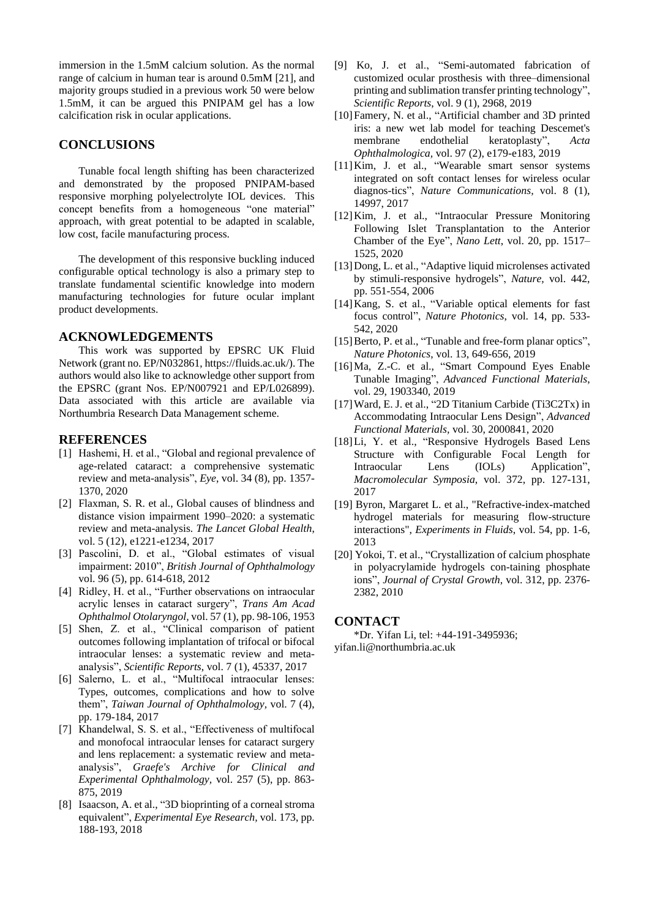immersion in the 1.5mM calcium solution. As the normal range of calcium in human tear is around 0.5mM [21], and majority groups studied in a previous work 50 were below 1.5mM, it can be argued this PNIPAM gel has a low calcification risk in ocular applications.

## CONCLUSIONS

Tunable focal length shifting has been characterized and demonstrated by the proposed PNIPAM-based responsive morphing polyelectrolyte IOL devices. This concept benefits from a homogeneous "one material" approach, with great potential to be adapted in scalable, low cost, facile manufacturing process.

The development of this responsive buckling induced configurable optical technology is also a primary step to translate fundamental scientific knowledge into modern manufacturing technologies for future ocular implant product developments.

## ACKNOWLEDGEMENTS

This work was supported by EPSRC UK Fluid Network (grant no. EP/N032861, https://fluids.ac.uk/). The authors would also like to acknowledge other support from the EPSRC (grant Nos. EP/N007921 and EP/L026899). Data associated with this article are available via Northumbria Research Data Management scheme.

## REFERENCES

[1] Hashemi, H. et al., "Global and regional prevalence of age-related cataract: a comprehensive systematic review and meta-analysis", *Eye*, vol. 34 (8), pp. 1357-1370, 2020

[2] Flaxman, S. R. et al., Global causes of blindness and distance vision impairment 1990–2020: a systematic review and meta-analysis. *The Lancet Global Health*, vol. 5 (12), e1221-e1234, 2017

[3] Pascolini, D. et al., "Global estimates of visual impairment: 2010", *British Journal of Ophthalmology* vol. 96 (5), pp. 614-618, 2012

[4] Ridley, H. et al., "Further observations on intraocular acrylic lenses in cataract surgery", *Trans Am Acad Ophthalmol Otolaryngol*, vol. 57 (1), pp. 98-106, 1953

[5] Shen, Z. et al., "Clinical comparison of patient outcomes following implantation of trifocal or bifocal intraocular lenses: a systematic review and meta-analysis", *Scientific Reports*, vol. 7 (1), 45337, 2017

[6] Salerno, L. et al., "Multifocal intraocular lenses: Types, outcomes, complications and how to solve them", *Taiwan Journal of Ophthalmology*, vol. 7 (4), pp. 179-184, 2017

[7] Khandelwal, S. S. et al., "Effectiveness of multifocal and monofocal intraocular lenses for cataract surgery and lens replacement: a systematic review and meta-analysis", *Graefe's Archive for Clinical and Experimental Ophthalmology*, vol. 257 (5), pp. 863-875, 2019

[8] Isaacson, A. et al., "3D bioprinting of a corneal stroma equivalent", *Experimental Eye Research*, vol. 173, pp. 188-193, 2018

[9] Ko, J. et al., "Semi-automated fabrication of customized ocular prosthesis with three–dimensional printing and sublimation transfer printing technology", *Scientific Reports*, vol. 9 (1), 2968, 2019

[10] Famery, N. et al., "Artificial chamber and 3D printed iris: a new wet lab model for teaching Descemet's membrane endothelial keratoplasty", *Acta Ophthalmologica*, vol. 97 (2), e179-e183, 2019

[11] Kim, J. et al., "Wearable smart sensor systems integrated on soft contact lenses for wireless ocular diagnos-tics", *Nature Communications*, vol. 8 (1), 14997, 2017

[12] Kim, J. et al., "Intraocular Pressure Monitoring Following Islet Transplantation to the Anterior Chamber of the Eye", *Nano Lett*, vol. 20, pp. 1517–1525, 2020

[13] Dong, L. et al., "Adaptive liquid microlenses activated by stimuli-responsive hydrogels", *Nature*, vol. 442, pp. 551-554, 2006

[14] Kang, S. et al., "Variable optical elements for fast focus control", *Nature Photonics*, vol. 14, pp. 533-542, 2020

[15] Berto, P. et al., "Tunable and free-form planar optics", *Nature Photonics*, vol. 13, 649-656, 2019

[16] Ma, Z.-C. et al., "Smart Compound Eyes Enable Tunable Imaging", *Advanced Functional Materials*, vol. 29, 1903340, 2019

[17] Ward, E. J. et al., "2D Titanium Carbide (Ti3C2Tx) in Accommodating Intraocular Lens Design", *Advanced Functional Materials*, vol. 30, 2000841, 2020

[18] Li, Y. et al., "Responsive Hydrogels Based Lens Structure with Configurable Focal Length for Intraocular Lens (IOLs) Application", *Macromolecular Symposia*, vol. 372, pp. 127-131, 2017

[19] Byron, Margaret L. et al., "Refractive-index-matched hydrogel materials for measuring flow-structure interactions", *Experiments in Fluids*, vol. 54, pp. 1-6, 2013

[20] Yokoi, T. et al., "Crystallization of calcium phosphate in polyacrylamide hydrogels con-taining phosphate ions", *Journal of Crystal Growth*, vol. 312, pp. 2376-2382, 2010

## CONTACT

*Dr. Yifan Li, tel: +44-191-3495936; yifan.li@northumbria.ac.uk